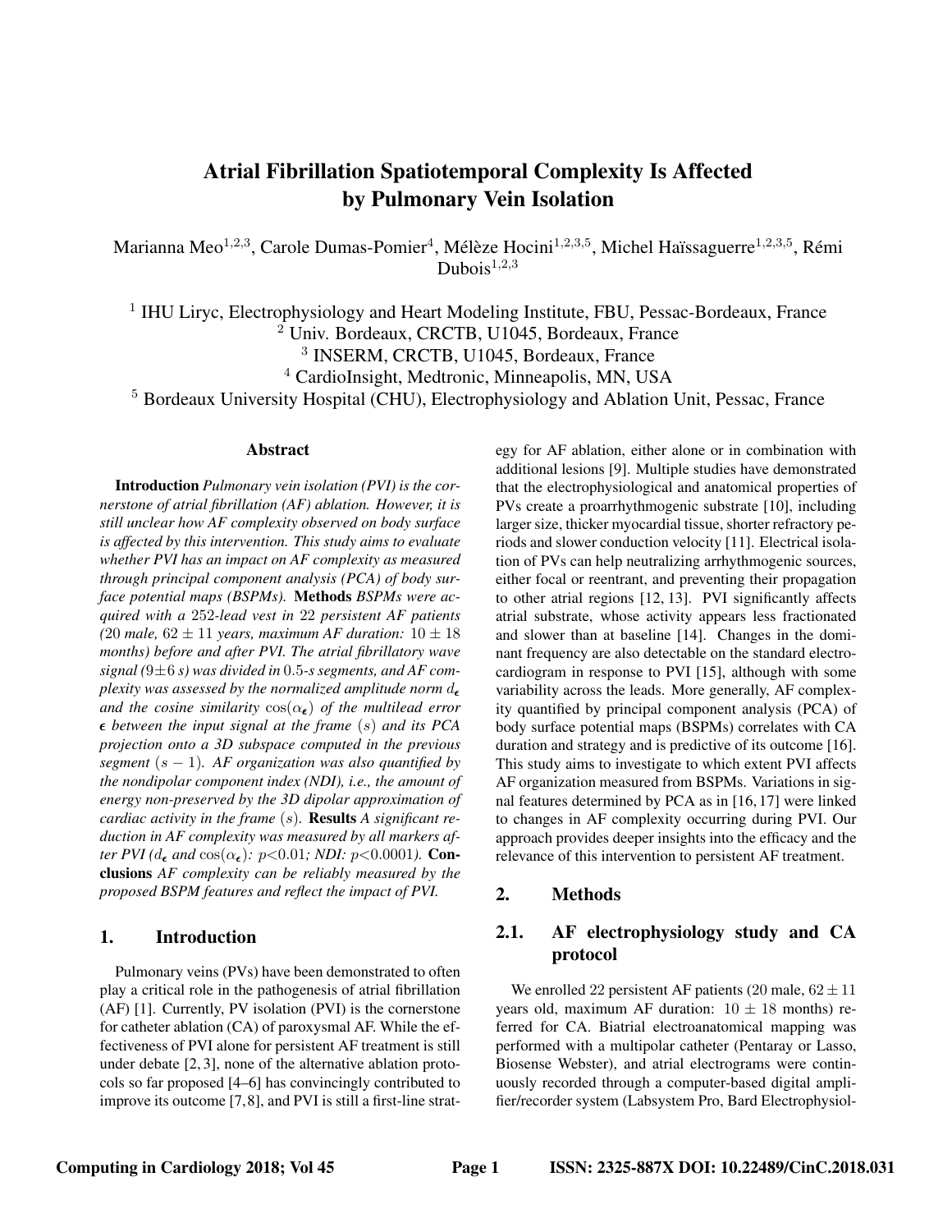# Atrial Fibrillation Spatiotemporal Complexity Is Affected by Pulmonary Vein Isolation

Marianna Meo[1,2,3], Carole Dumas-Pomier[4], Mélèze Hocini[1,2,3,5], Michel Haïssaguerre[1,2,3,5], Rémi Dubois[1,2,3]

[1] IHU Liryc, Electrophysiology and Heart Modeling Institute, FBU, Pessac-Bordeaux, France
[2] Univ. Bordeaux, CRCTB, U1045, Bordeaux, France
[3] INSERM, CRCTB, U1045, Bordeaux, France
[4] CardioInsight, Medtronic, Minneapolis, MN, USA
[5] Bordeaux University Hospital (CHU), Electrophysiology and Ablation Unit, Pessac, France

### Abstract

**Introduction** *Pulmonary vein isolation (PVI) is the cornerstone of atrial fibrillation (AF) ablation. However, it is still unclear how AF complexity observed on body surface is affected by this intervention. This study aims to evaluate whether PVI has an impact on AF complexity as measured through principal component analysis (PCA) of body surface potential maps (BSPMs).* **Methods** *BSPMs were acquired with a 252-lead vest in 22 persistent AF patients (20 male, $62 \pm 11$ years, maximum AF duration: $10 \pm 18$ months) before and after PVI. The atrial fibrillatory wave signal ($9 \pm 6$ s) was divided in 0.5-s segments, and AF complexity was assessed by the normalized amplitude norm $d_{\epsilon}$ and the cosine similarity $\cos(\alpha_{\epsilon})$ of the multilead error $\epsilon$ between the input signal at the frame $(s)$ and its PCA projection onto a 3D subspace computed in the previous segment $(s-1)$. AF organization was also quantified by the nondipolar component index (NDI), i.e., the amount of energy non-preserved by the 3D dipolar approximation of cardiac activity in the frame $(s)$.* **Results** *A significant reduction in AF complexity was measured by all markers after PVI ($d_{\epsilon}$ and $\cos(\alpha_{\epsilon})$: $p<0.01$; NDI: $p<0.0001$).* **Conclusions** *AF complexity can be reliably measured by the proposed BSPM features and reflect the impact of PVI.*

## 1. Introduction

Pulmonary veins (PVs) have been demonstrated to often play a critical role in the pathogenesis of atrial fibrillation (AF) [1]. Currently, PV isolation (PVI) is the cornerstone for catheter ablation (CA) of paroxysmal AF. While the effectiveness of PVI alone for persistent AF treatment is still under debate [2, 3], none of the alternative ablation protocols so far proposed [4–6] has convincingly contributed to improve its outcome [7, 8], and PVI is still a first-line strategy for AF ablation, either alone or in combination with additional lesions [9]. Multiple studies have demonstrated that the electrophysiological and anatomical properties of PVs create a proarrhythmogenic substrate [10], including larger size, thicker myocardial tissue, shorter refractory periods and slower conduction velocity [11]. Electrical isolation of PVs can help neutralizing arrhythmogenic sources, either focal or reentrant, and preventing their propagation to other atrial regions [12, 13]. PVI significantly affects atrial substrate, whose activity appears less fractionated and slower than at baseline [14]. Changes in the dominant frequency are also detectable on the standard electrocardiogram in response to PVI [15], although with some variability across the leads. More generally, AF complexity quantified by principal component analysis (PCA) of body surface potential maps (BSPMs) correlates with CA duration and strategy and is predictive of its outcome [16]. This study aims to investigate to which extent PVI affects AF organization measured from BSPMs. Variations in signal features determined by PCA as in [16, 17] were linked to changes in AF complexity occurring during PVI. Our approach provides deeper insights into the efficacy and the relevance of this intervention to persistent AF treatment.

## 2. Methods

### 2.1. AF electrophysiology study and CA protocol

We enrolled 22 persistent AF patients (20 male, $62 \pm 11$ years old, maximum AF duration: $10 \pm 18$ months) referred for CA. Biatrial electroanatomical mapping was performed with a multipolar catheter (Pentaray or Lasso, Biosense Webster), and atrial electrograms were continuously recorded through a computer-based digital amplifier/recorder system (Labsystem Pro, Bard Electrophysiol-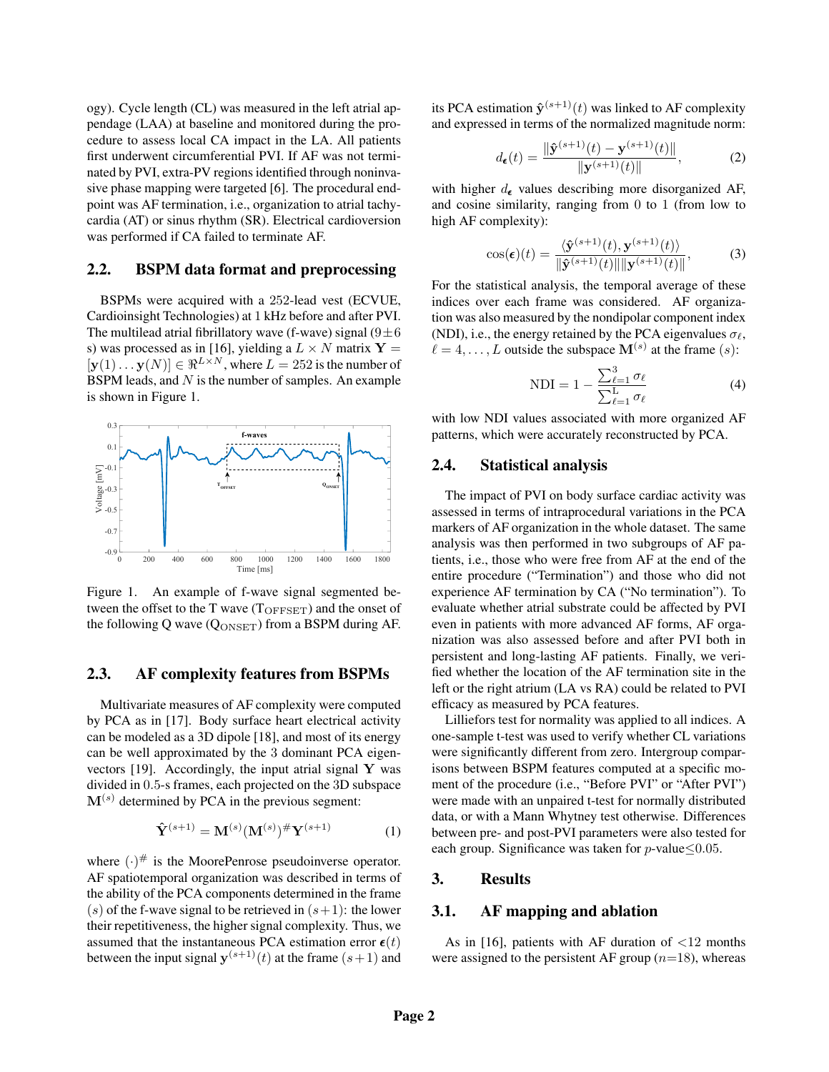ogy). Cycle length (CL) was measured in the left atrial appendage (LAA) at baseline and monitored during the procedure to assess local CA impact in the LA. All patients first underwent circumferential PVI. If AF was not terminated by PVI, extra-PV regions identified through noninvasive phase mapping were targeted [6]. The procedural endpoint was AF termination, i.e., organization to atrial tachycardia (AT) or sinus rhythm (SR). Electrical cardioversion was performed if CA failed to terminate AF.

## 2.2. BSPM data format and preprocessing

BSPMs were acquired with a 252-lead vest (ECVUE, Cardioinsight Technologies) at 1 kHz before and after PVI. The multilead atrial fibrillatory wave (f-wave) signal ($9\pm6$ s) was processed as in [16], yielding a $L \times N$ matrix $\mathbf{Y} = [\mathbf{y}(1) \ldots \mathbf{y}(N)] \in \Re^{L\times N}$, where $L = 252$ is the number of BSPM leads, and $N$ is the number of samples. An example is shown in Figure 1.

Figure 1. An example of f-wave signal segmented between the offset to the T wave ($\mathrm{T_{OFFSET}}$) and the onset of the following Q wave ($\mathrm{Q_{ONSET}}$) from a BSPM during AF.

## 2.3. AF complexity features from BSPMs

Multivariate measures of AF complexity were computed by PCA as in [17]. Body surface heart electrical activity can be modeled as a 3D dipole [18], and most of its energy can be well approximated by the 3 dominant PCA eigenvectors [19]. Accordingly, the input atrial signal $\mathbf{Y}$ was divided in 0.5-s frames, each projected on the 3D subspace $\mathbf{M}^{(s)}$ determined by PCA in the previous segment:

$$\hat{\mathbf{Y}}^{(s+1)} = \mathbf{M}^{(s)}(\mathbf{M}^{(s)})^{\#}\mathbf{Y}^{(s+1)} \tag{1}$$

where $(\cdot)^{\#}$ is the MoorePenrose pseudoinverse operator. AF spatiotemporal organization was described in terms of the ability of the PCA components determined in the frame $(s)$ of the f-wave signal to be retrieved in $(s+1)$: the lower their repetitiveness, the higher signal complexity. Thus, we assumed that the instantaneous PCA estimation error $\boldsymbol{\epsilon}(t)$ between the input signal $\mathbf{y}^{(s+1)}(t)$ at the frame $(s+1)$ and its PCA estimation $\hat{\mathbf{y}}^{(s+1)}(t)$ was linked to AF complexity and expressed in terms of the normalized magnitude norm:

$$d_{\boldsymbol{\epsilon}}(t) = \frac{\|\hat{\mathbf{y}}^{(s+1)}(t) - \mathbf{y}^{(s+1)}(t)\|}{\|\mathbf{y}^{(s+1)}(t)\|}, \tag{2}$$

with higher $d_{\boldsymbol{\epsilon}}$ values describing more disorganized AF, and cosine similarity, ranging from 0 to 1 (from low to high AF complexity):

$$\cos(\boldsymbol{\epsilon})(t) = \frac{\langle\hat{\mathbf{y}}^{(s+1)}(t), \mathbf{y}^{(s+1)}(t)\rangle}{\|\hat{\mathbf{y}}^{(s+1)}(t)\|\|\mathbf{y}^{(s+1)}(t)\|}, \tag{3}$$

For the statistical analysis, the temporal average of these indices over each frame was considered. AF organization was also measured by the nondipolar component index (NDI), i.e., the energy retained by the PCA eigenvalues $\sigma_\ell$, $\ell = 4, \ldots, L$ outside the subspace $\mathbf{M}^{(s)}$ at the frame $(s)$:

$$\mathrm{NDI} = 1 - \frac{\sum_{\ell=1}^{3}\sigma_\ell}{\sum_{\ell=1}^{\mathrm{L}}\sigma_\ell} \tag{4}$$

with low NDI values associated with more organized AF patterns, which were accurately reconstructed by PCA.

## 2.4. Statistical analysis

The impact of PVI on body surface cardiac activity was assessed in terms of intraprocedural variations in the PCA markers of AF organization in the whole dataset. The same analysis was then performed in two subgroups of AF patients, i.e., those who were free from AF at the end of the entire procedure ("Termination") and those who did not experience AF termination by CA ("No termination"). To evaluate whether atrial substrate could be affected by PVI even in patients with more advanced AF forms, AF organization was also assessed before and after PVI both in persistent and long-lasting AF patients. Finally, we verified whether the location of the AF termination site in the left or the right atrium (LA vs RA) could be related to PVI efficacy as measured by PCA features.

Lilliefors test for normality was applied to all indices. A one-sample t-test was used to verify whether CL variations were significantly different from zero. Intergroup comparisons between BSPM features computed at a specific moment of the procedure (i.e., "Before PVI" or "After PVI") were made with an unpaired t-test for normally distributed data, or with a Mann Whytney test otherwise. Differences between pre- and post-PVI parameters were also tested for each group. Significance was taken for $p$-value$\leq$0.05.

# 3. Results

## 3.1. AF mapping and ablation

As in [16], patients with AF duration of <12 months were assigned to the persistent AF group ($n$=18), whereas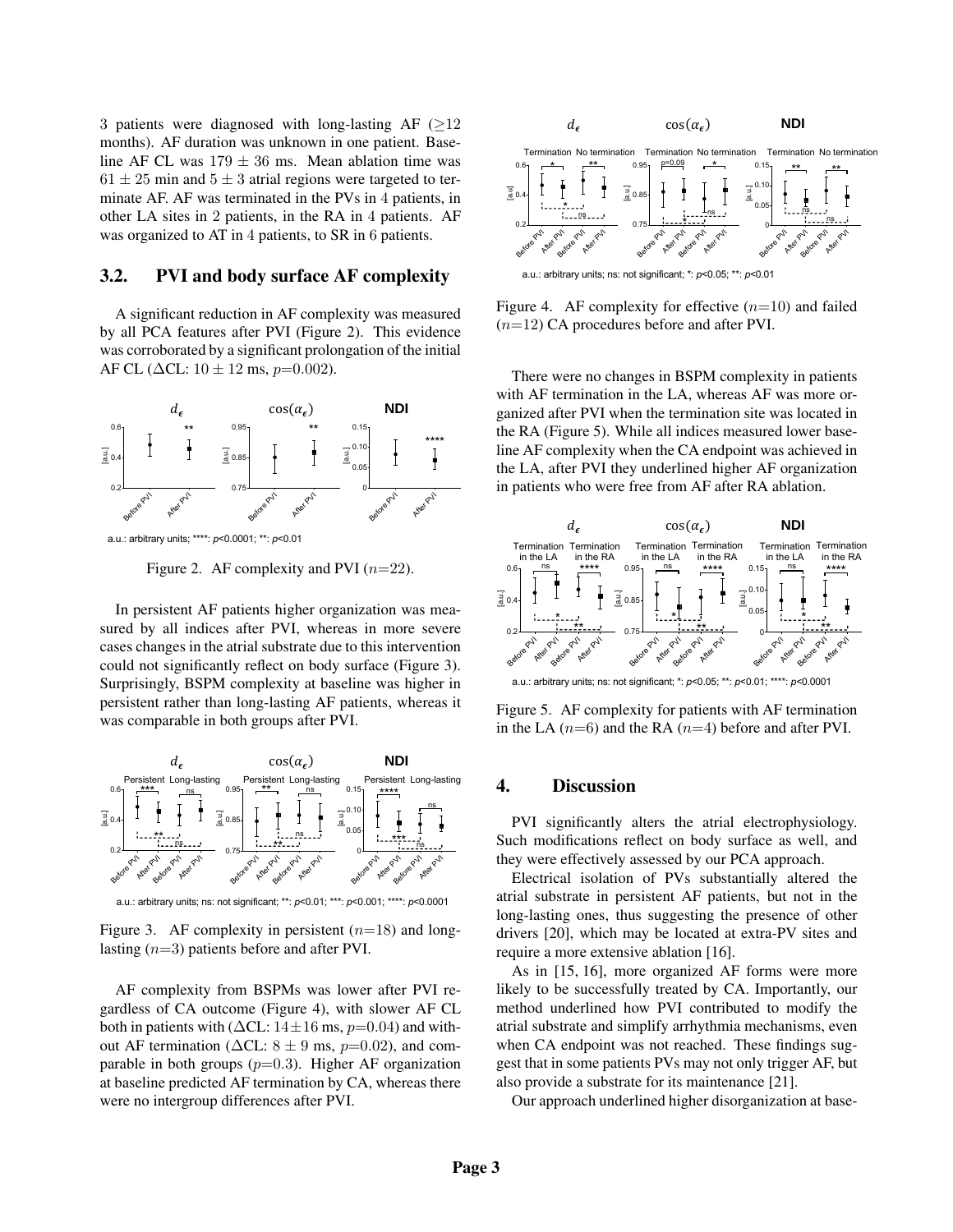3 patients were diagnosed with long-lasting AF ($\geq$12 months). AF duration was unknown in one patient. Baseline AF CL was $179 \pm 36$ ms. Mean ablation time was $61 \pm 25$ min and $5 \pm 3$ atrial regions were targeted to terminate AF. AF was terminated in the PVs in 4 patients, in other LA sites in 2 patients, in the RA in 4 patients. AF was organized to AT in 4 patients, to SR in 6 patients.

## 3.2. PVI and body surface AF complexity

A significant reduction in AF complexity was measured by all PCA features after PVI (Figure 2). This evidence was corroborated by a significant prolongation of the initial AF CL ($\Delta$CL: $10 \pm 12$ ms, $p$=0.002).

Figure 2. AF complexity and PVI ($n$=22).

In persistent AF patients higher organization was measured by all indices after PVI, whereas in more severe cases changes in the atrial substrate due to this intervention could not significantly reflect on body surface (Figure 3). Surprisingly, BSPM complexity at baseline was higher in persistent rather than long-lasting AF patients, whereas it was comparable in both groups after PVI.

Figure 3. AF complexity in persistent ($n$=18) and long-lasting ($n$=3) patients before and after PVI.

AF complexity from BSPMs was lower after PVI regardless of CA outcome (Figure 4), with slower AF CL both in patients with ($\Delta$CL: $14 \pm 16$ ms, $p$=0.04) and without AF termination ($\Delta$CL: $8 \pm 9$ ms, $p$=0.02), and comparable in both groups ($p$=0.3). Higher AF organization at baseline predicted AF termination by CA, whereas there were no intergroup differences after PVI.

Figure 4. AF complexity for effective ($n$=10) and failed ($n$=12) CA procedures before and after PVI.

There were no changes in BSPM complexity in patients with AF termination in the LA, whereas AF was more organized after PVI when the termination site was located in the RA (Figure 5). While all indices measured lower baseline AF complexity when the CA endpoint was achieved in the LA, after PVI they underlined higher AF organization in patients who were free from AF after RA ablation.

Figure 5. AF complexity for patients with AF termination in the LA ($n$=6) and the RA ($n$=4) before and after PVI.

## 4. Discussion

PVI significantly alters the atrial electrophysiology. Such modifications reflect on body surface as well, and they were effectively assessed by our PCA approach.

Electrical isolation of PVs substantially altered the atrial substrate in persistent AF patients, but not in the long-lasting ones, thus suggesting the presence of other drivers [20], which may be located at extra-PV sites and require a more extensive ablation [16].

As in [15, 16], more organized AF forms were more likely to be successfully treated by CA. Importantly, our method underlined how PVI contributed to modify the atrial substrate and simplify arrhythmia mechanisms, even when CA endpoint was not reached. These findings suggest that in some patients PVs may not only trigger AF, but also provide a substrate for its maintenance [21].

Our approach underlined higher disorganization at base-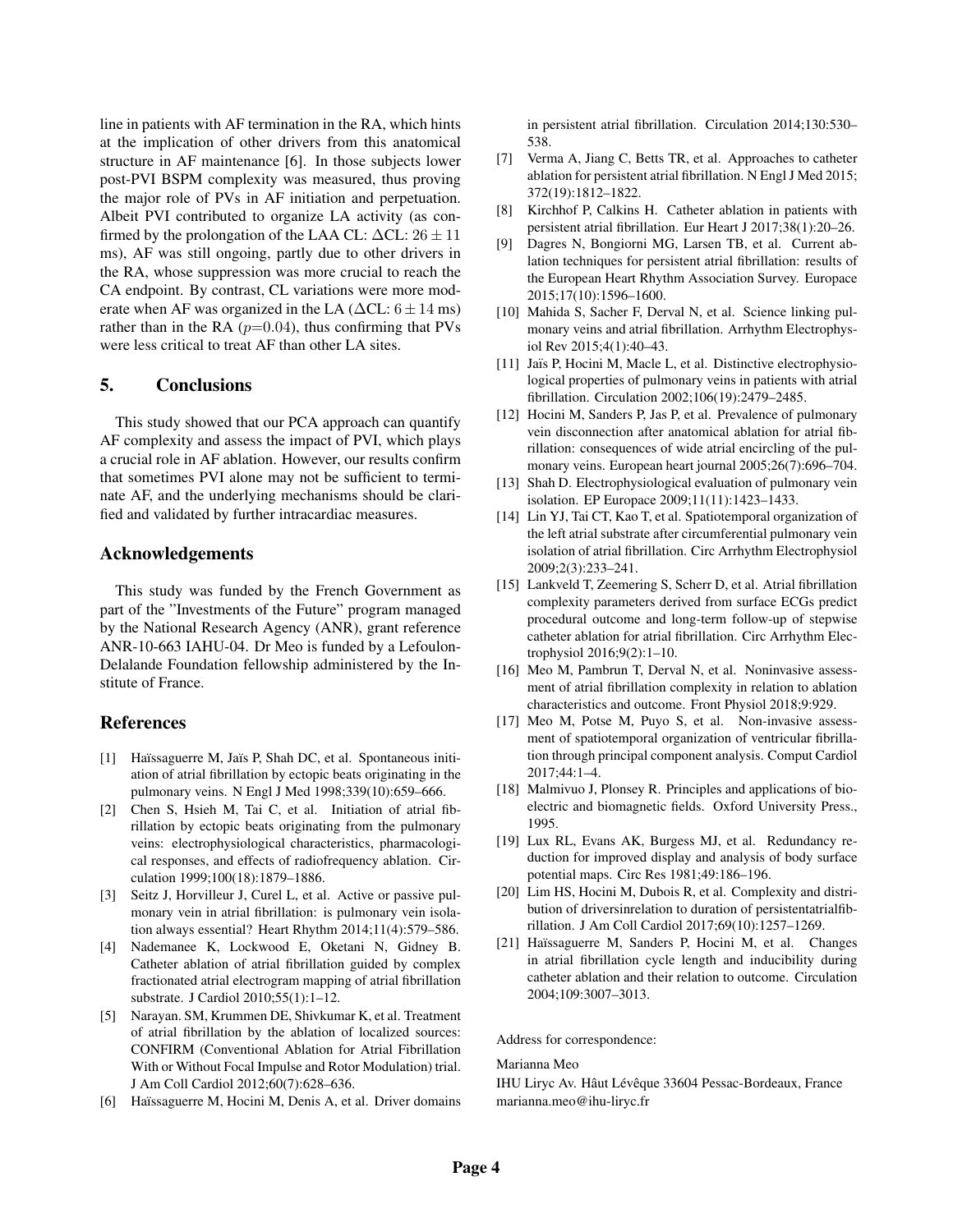line in patients with AF termination in the RA, which hints at the implication of other drivers from this anatomical structure in AF maintenance [6]. In those subjects lower post-PVI BSPM complexity was measured, thus proving the major role of PVs in AF initiation and perpetuation. Albeit PVI contributed to organize LA activity (as confirmed by the prolongation of the LAA CL: $\Delta$CL: $26 \pm 11$ ms), AF was still ongoing, partly due to other drivers in the RA, whose suppression was more crucial to reach the CA endpoint. By contrast, CL variations were more moderate when AF was organized in the LA ($\Delta$CL: $6 \pm 14$ ms) rather than in the RA ($p$=0.04), thus confirming that PVs were less critical to treat AF than other LA sites.

## 5. Conclusions

This study showed that our PCA approach can quantify AF complexity and assess the impact of PVI, which plays a crucial role in AF ablation. However, our results confirm that sometimes PVI alone may not be sufficient to terminate AF, and the underlying mechanisms should be clarified and validated by further intracardiac measures.

## Acknowledgements

This study was funded by the French Government as part of the "Investments of the Future" program managed by the National Research Agency (ANR), grant reference ANR-10-663 IAHU-04. Dr Meo is funded by a Lefoulon-Delalande Foundation fellowship administered by the Institute of France.

## References

[1] Haïssaguerre M, Jaïs P, Shah DC, et al. Spontaneous initiation of atrial fibrillation by ectopic beats originating in the pulmonary veins. N Engl J Med 1998;339(10):659–666.

[2] Chen S, Hsieh M, Tai C, et al. Initiation of atrial fibrillation by ectopic beats originating from the pulmonary veins: electrophysiological characteristics, pharmacological responses, and effects of radiofrequency ablation. Circulation 1999;100(18):1879–1886.

[3] Seitz J, Horvilleur J, Curel L, et al. Active or passive pulmonary vein in atrial fibrillation: is pulmonary vein isolation always essential? Heart Rhythm 2014;11(4):579–586.

[4] Nademanee K, Lockwood E, Oketani N, Gidney B. Catheter ablation of atrial fibrillation guided by complex fractionated atrial electrogram mapping of atrial fibrillation substrate. J Cardiol 2010;55(1):1–12.

[5] Narayan. SM, Krummen DE, Shivkumar K, et al. Treatment of atrial fibrillation by the ablation of localized sources: CONFIRM (Conventional Ablation for Atrial Fibrillation With or Without Focal Impulse and Rotor Modulation) trial. J Am Coll Cardiol 2012;60(7):628–636.

[6] Haïssaguerre M, Hocini M, Denis A, et al. Driver domains in persistent atrial fibrillation. Circulation 2014;130:530–538.

[7] Verma A, Jiang C, Betts TR, et al. Approaches to catheter ablation for persistent atrial fibrillation. N Engl J Med 2015; 372(19):1812–1822.

[8] Kirchhof P, Calkins H. Catheter ablation in patients with persistent atrial fibrillation. Eur Heart J 2017;38(1):20–26.

[9] Dagres N, Bongiorni MG, Larsen TB, et al. Current ablation techniques for persistent atrial fibrillation: results of the European Heart Rhythm Association Survey. Europace 2015;17(10):1596–1600.

[10] Mahida S, Sacher F, Derval N, et al. Science linking pulmonary veins and atrial fibrillation. Arrhythm Electrophysiol Rev 2015;4(1):40–43.

[11] Jaïs P, Hocini M, Macle L, et al. Distinctive electrophysiological properties of pulmonary veins in patients with atrial fibrillation. Circulation 2002;106(19):2479–2485.

[12] Hocini M, Sanders P, Jas P, et al. Prevalence of pulmonary vein disconnection after anatomical ablation for atrial fibrillation: consequences of wide atrial encircling of the pulmonary veins. European heart journal 2005;26(7):696–704.

[13] Shah D. Electrophysiological evaluation of pulmonary vein isolation. EP Europace 2009;11(11):1423–1433.

[14] Lin YJ, Tai CT, Kao T, et al. Spatiotemporal organization of the left atrial substrate after circumferential pulmonary vein isolation of atrial fibrillation. Circ Arrhythm Electrophysiol 2009;2(3):233–241.

[15] Lankveld T, Zeemering S, Scherr D, et al. Atrial fibrillation complexity parameters derived from surface ECGs predict procedural outcome and long-term follow-up of stepwise catheter ablation for atrial fibrillation. Circ Arrhythm Electrophysiol 2016;9(2):1–10.

[16] Meo M, Pambrun T, Derval N, et al. Noninvasive assessment of atrial fibrillation complexity in relation to ablation characteristics and outcome. Front Physiol 2018;9:929.

[17] Meo M, Potse M, Puyo S, et al. Non-invasive assessment of spatiotemporal organization of ventricular fibrillation through principal component analysis. Comput Cardiol 2017;44:1–4.

[18] Malmivuo J, Plonsey R. Principles and applications of bioelectric and biomagnetic fields. Oxford University Press., 1995.

[19] Lux RL, Evans AK, Burgess MJ, et al. Redundancy reduction for improved display and analysis of body surface potential maps. Circ Res 1981;49:186–196.

[20] Lim HS, Hocini M, Dubois R, et al. Complexity and distribution of driversinrelation to duration of persistentatrialfibrillation. J Am Coll Cardiol 2017;69(10):1257–1269.

[21] Haïssaguerre M, Sanders P, Hocini M, et al. Changes in atrial fibrillation cycle length and inducibility during catheter ablation and their relation to outcome. Circulation 2004;109:3007–3013.

Address for correspondence:

Marianna Meo

IHU Liryc Av. Hâut Lévêque 33604 Pessac-Bordeaux, France
marianna.meo@ihu-liryc.fr